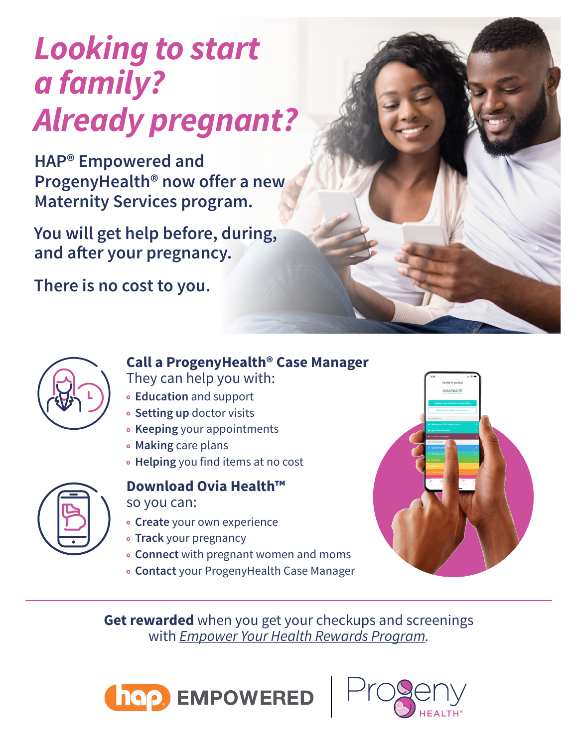# *Looking to start a family? Already pregnant?*

**HAP® Empowered and ProgenyHealth® now offer a new Maternity Services program.**

**You will get help before, during, and after your pregnancy.**

**There is no cost to you.**

## Call a ProgenyHealth® Case Manager

They can help you with:

- **Education** and support
- **Setting up** doctor visits
- **Keeping** your appointments
- **Making** care plans
- **Helping** you find items at no cost

## Download Ovia Health™

so you can:

- **Create** your own experience
- **Track** your pregnancy
- **Connect** with pregnant women and moms
- **Contact** your ProgenyHealth Case Manager

---

**Get rewarded** when you get your checkups and screenings with *Empower Your Health Rewards Program*.

hap EMPOWERED | Progeny HEALTH®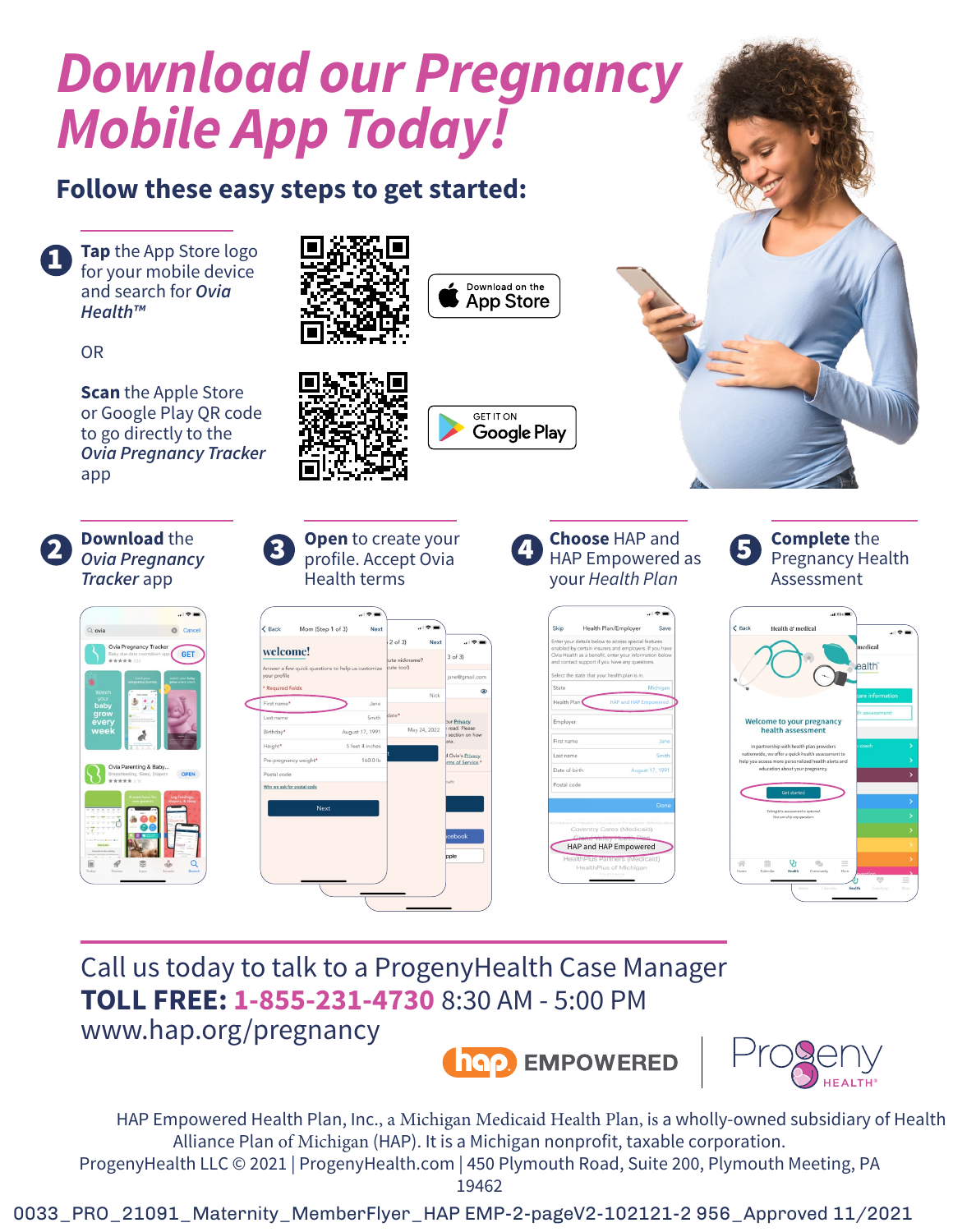# Download our Pregnancy Mobile App Today!

## Follow these easy steps to get started:

**1** **Tap** the App Store logo for your mobile device and search for ***Ovia Health™***

OR

**Scan** the Apple Store or Google Play QR code to go directly to the ***Ovia Pregnancy Tracker*** app

Download on the App Store

GET IT ON Google Play

**2** **Download** the ***Ovia Pregnancy Tracker*** app

**3** **Open** to create your profile. Accept Ovia Health terms

**4** **Choose** HAP and HAP Empowered as your *Health Plan*

**5** **Complete** the Pregnancy Health Assessment

Call us today to talk to a ProgenyHealth Case Manager
**TOLL FREE: 1-855-231-4730** 8:30 AM - 5:00 PM
www.hap.org/pregnancy

hap EMPOWERED | Progeny HEALTH®

HAP Empowered Health Plan, Inc., a Michigan Medicaid Health Plan, is a wholly-owned subsidiary of Health Alliance Plan of Michigan (HAP). It is a Michigan nonprofit, taxable corporation.
ProgenyHealth LLC © 2021 | ProgenyHealth.com | 450 Plymouth Road, Suite 200, Plymouth Meeting, PA 19462

0033_PRO_21091_Maternity_MemberFlyer_HAP EMP-2-pageV2-102121-2 956_Approved 11/2021